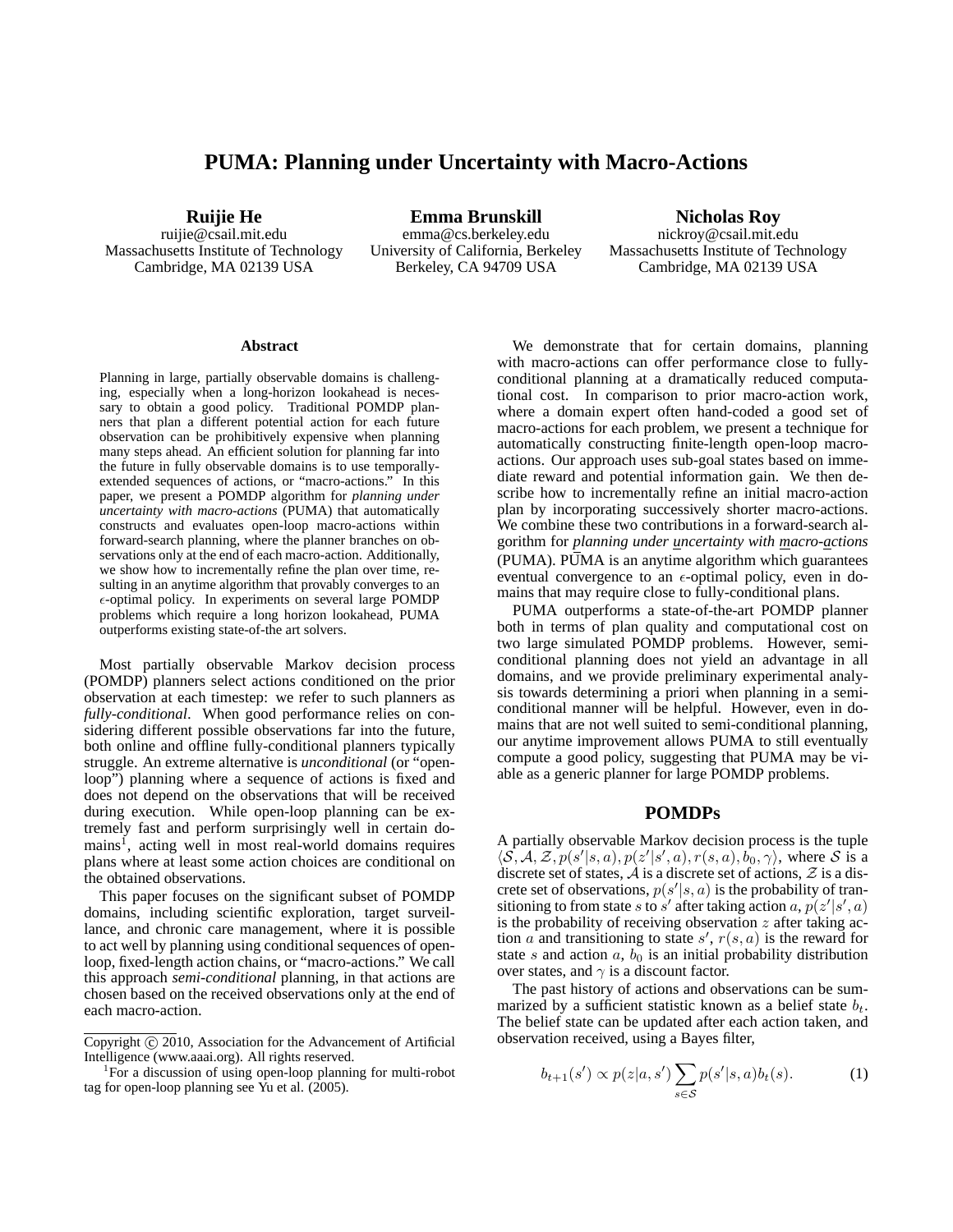# PUMA: Planning under Uncertainty with Macro-Actions

**Ruijie He**
ruijie@csail.mit.edu
Massachusetts Institute of Technology
Cambridge, MA 02139 USA

**Emma Brunskill**
emma@cs.berkeley.edu
University of California, Berkeley
Berkeley, CA 94709 USA

**Nicholas Roy**
nickroy@csail.mit.edu
Massachusetts Institute of Technology
Cambridge, MA 02139 USA

## Abstract

Planning in large, partially observable domains is challenging, especially when a long-horizon lookahead is necessary to obtain a good policy. Traditional POMDP planners that plan a different potential action for each future observation can be prohibitively expensive when planning many steps ahead. An efficient solution for planning far into the future in fully observable domains is to use temporally-extended sequences of actions, or "macro-actions." In this paper, we present a POMDP algorithm for *planning under uncertainty with macro-actions* (PUMA) that automatically constructs and evaluates open-loop macro-actions within forward-search planning, where the planner branches on observations only at the end of each macro-action. Additionally, we show how to incrementally refine the plan over time, resulting in an anytime algorithm that provably converges to an $\epsilon$-optimal policy. In experiments on several large POMDP problems which require a long horizon lookahead, PUMA outperforms existing state-of-the art solvers.

Most partially observable Markov decision process (POMDP) planners select actions conditioned on the prior observation at each timestep: we refer to such planners as *fully-conditional*. When good performance relies on considering different possible observations far into the future, both online and offline fully-conditional planners typically struggle. An extreme alternative is *unconditional* (or "open-loop") planning where a sequence of actions is fixed and does not depend on the observations that will be received during execution. While open-loop planning can be extremely fast and perform surprisingly well in certain domains[1], acting well in most real-world domains requires plans where at least some action choices are conditional on the obtained observations.

This paper focuses on the significant subset of POMDP domains, including scientific exploration, target surveillance, and chronic care management, where it is possible to act well by planning using conditional sequences of open-loop, fixed-length action chains, or "macro-actions." We call this approach *semi-conditional* planning, in that actions are chosen based on the received observations only at the end of each macro-action.

We demonstrate that for certain domains, planning with macro-actions can offer performance close to fully-conditional planning at a dramatically reduced computational cost. In comparison to prior macro-action work, where a domain expert often hand-coded a good set of macro-actions for each problem, we present a technique for automatically constructing finite-length open-loop macro-actions. Our approach uses sub-goal states based on immediate reward and potential information gain. We then describe how to incrementally refine an initial macro-action plan by incorporating successively shorter macro-actions. We combine these two contributions in a forward-search algorithm for *planning under uncertainty with macro-actions* (PUMA). PUMA is an anytime algorithm which guarantees eventual convergence to an $\epsilon$-optimal policy, even in domains that may require close to fully-conditional plans.

PUMA outperforms a state-of-the-art POMDP planner both in terms of plan quality and computational cost on two large simulated POMDP problems. However, semi-conditional planning does not yield an advantage in all domains, and we provide preliminary experimental analysis towards determining a priori when planning in a semi-conditional manner will be helpful. However, even in domains that are not well suited to semi-conditional planning, our anytime improvement allows PUMA to still eventually compute a good policy, suggesting that PUMA may be viable as a generic planner for large POMDP problems.

## POMDPs

A partially observable Markov decision process is the tuple $\langle \mathcal{S}, \mathcal{A}, \mathcal{Z}, p(s'|s,a), p(z'|s',a), r(s,a), b_0, \gamma \rangle$, where $\mathcal{S}$ is a discrete set of states, $\mathcal{A}$ is a discrete set of actions, $\mathcal{Z}$ is a discrete set of observations, $p(s'|s,a)$ is the probability of transitioning to from state $s$ to $s'$ after taking action $a$, $p(z'|s',a)$ is the probability of receiving observation $z$ after taking action $a$ and transitioning to state $s'$, $r(s,a)$ is the reward for state $s$ and action $a$, $b_0$ is an initial probability distribution over states, and $\gamma$ is a discount factor.

The past history of actions and observations can be summarized by a sufficient statistic known as a belief state $b_t$. The belief state can be updated after each action taken, and observation received, using a Bayes filter,

$$b_{t+1}(s') \propto p(z|a,s') \sum_{s \in \mathcal{S}} p(s'|s,a) b_t(s). \qquad (1)$$

[1] For a discussion of using open-loop planning for multi-robot tag for open-loop planning see Yu et al. (2005).

Copyright © 2010, Association for the Advancement of Artificial Intelligence (www.aaai.org). All rights reserved.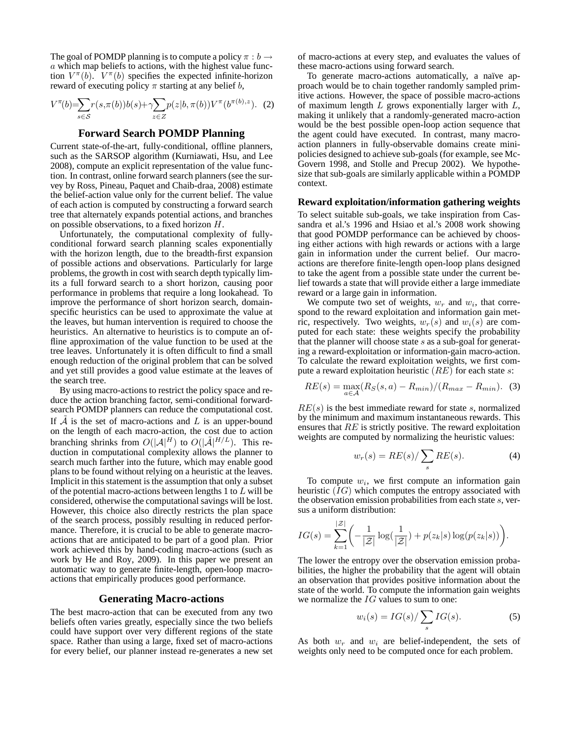The goal of POMDP planning is to compute a policy $\pi : b \rightarrow a$ which map beliefs to actions, with the highest value function $V^\pi(b)$. $V^\pi(b)$ specifies the expected infinite-horizon reward of executing policy $\pi$ starting at any belief $b$,

$$V^\pi(b) = \sum_{s \in \mathcal{S}} r(s, \pi(b)) b(s) + \gamma \sum_{z \in Z} p(z|b, \pi(b)) V^\pi(b^{\pi(b),z}). \quad (2)$$

## Forward Search POMDP Planning

Current state-of-the-art, fully-conditional, offline planners, such as the SARSOP algorithm (Kurniawati, Hsu, and Lee 2008), compute an explicit representation of the value function. In contrast, online forward search planners (see the survey by Ross, Pineau, Paquet and Chaib-draa, 2008) estimate the belief-action value only for the current belief. The value of each action is computed by constructing a forward search tree that alternately expands potential actions, and branches on possible observations, to a fixed horizon $H$.

Unfortunately, the computational complexity of fully-conditional forward search planning scales exponentially with the horizon length, due to the breadth-first expansion of possible actions and observations. Particularly for large problems, the growth in cost with search depth typically limits a full forward search to a short horizon, causing poor performance in problems that require a long lookahead. To improve the performance of short horizon search, domain-specific heuristics can be used to approximate the value at the leaves, but human intervention is required to choose the heuristics. An alternative to heuristics is to compute an offline approximation of the value function to be used at the tree leaves. Unfortunately it is often difficult to find a small enough reduction of the original problem that can be solved and yet still provides a good value estimate at the leaves of the search tree.

By using macro-actions to restrict the policy space and reduce the action branching factor, semi-conditional forward-search POMDP planners can reduce the computational cost. If $\tilde{\mathcal{A}}$ is the set of macro-actions and $L$ is an upper-bound on the length of each macro-action, the cost due to action branching shrinks from $O(|\mathcal{A}|^H)$ to $O(|\tilde{\mathcal{A}}|^{H/L})$. This reduction in computational complexity allows the planner to search much farther into the future, which may enable good plans to be found without relying on a heuristic at the leaves. Implicit in this statement is the assumption that only a subset of the potential macro-actions between lengths 1 to $L$ will be considered, otherwise the computational savings will be lost. However, this choice also directly restricts the plan space of the search process, possibly resulting in reduced performance. Therefore, it is crucial to be able to generate macro-actions that are anticipated to be part of a good plan. Prior work achieved this by hand-coding macro-actions (such as work by He and Roy, 2009). In this paper we present an automatic way to generate finite-length, open-loop macro-actions that empirically produces good performance.

## Generating Macro-actions

The best macro-action that can be executed from any two beliefs often varies greatly, especially since the two beliefs could have support over very different regions of the state space. Rather than using a large, fixed set of macro-actions for every belief, our planner instead re-generates a new set of macro-actions at every step, and evaluates the values of these macro-actions using forward search.

To generate macro-actions automatically, a naïve approach would be to chain together randomly sampled primitive actions. However, the space of possible macro-actions of maximum length $L$ grows exponentially larger with $L$, making it unlikely that a randomly-generated macro-action would be the best possible open-loop action sequence that the agent could have executed. In contrast, many macro-action planners in fully-observable domains create mini-policies designed to achieve sub-goals (for example, see McGovern 1998, and Stolle and Precup 2002). We hypothesize that sub-goals are similarly applicable within a POMDP context.

### Reward exploitation/information gathering weights

To select suitable sub-goals, we take inspiration from Cassandra et al.'s 1996 and Hsiao et al.'s 2008 work showing that good POMDP performance can be achieved by choosing either actions with high rewards or actions with a large gain in information under the current belief. Our macro-actions are therefore finite-length open-loop plans designed to take the agent from a possible state under the current belief towards a state that will provide either a large immediate reward or a large gain in information.

We compute two set of weights, $w_r$ and $w_i$, that correspond to the reward exploitation and information gain metric, respectively. Two weights, $w_r(s)$ and $w_i(s)$ are computed for each state: these weights specify the probability that the planner will choose state $s$ as a sub-goal for generating a reward-exploitation or information-gain macro-action. To calculate the reward exploitation weights, we first compute a reward exploitation heuristic $(RE)$ for each state $s$:

$$RE(s) = \max_{a \in \mathcal{A}} (R_S(s, a) - R_{min}) / (R_{max} - R_{min}). \quad (3)$$

$RE(s)$ is the best immediate reward for state $s$, normalized by the minimum and maximum instantaneous rewards. This ensures that $RE$ is strictly positive. The reward exploitation weights are computed by normalizing the heuristic values:

$$w_r(s) = RE(s) / \sum_s RE(s). \quad (4)$$

To compute $w_i$, we first compute an information gain heuristic $(IG)$ which computes the entropy associated with the observation emission probabilities from each state $s$, versus a uniform distribution:

$$IG(s) = \sum_{k=1}^{|\mathcal{Z}|} \left( -\frac{1}{|\mathcal{Z}|} \log(\frac{1}{|\mathcal{Z}|}) + p(z_k|s) \log(p(z_k|s)) \right).$$

The lower the entropy over the observation emission probabilities, the higher the probability that the agent will obtain an observation that provides positive information about the state of the world. To compute the information gain weights we normalize the $IG$ values to sum to one:

$$w_i(s) = IG(s) / \sum_s IG(s). \quad (5)$$

As both $w_r$ and $w_i$ are belief-independent, the sets of weights only need to be computed once for each problem.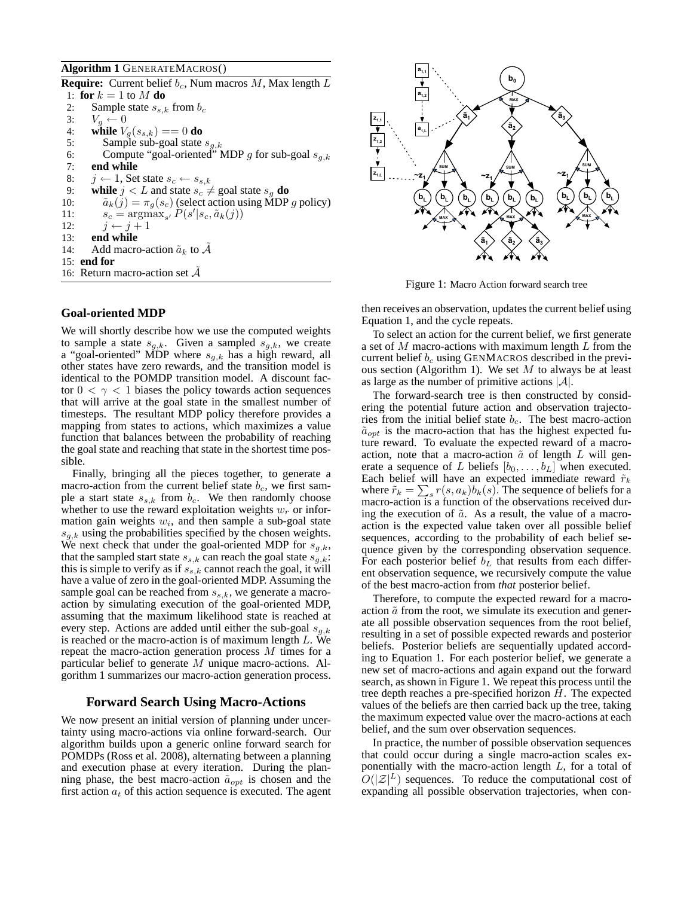**Algorithm 1** GenerateMacros()

**Require:** Current belief $b_c$, Num macros $M$, Max length $L$

```
1: for k = 1 to M do
2:     Sample state s_{s,k} from b_c
3:     V_g ← 0
4:     while V_g(s_{s,k}) == 0 do
5:         Sample sub-goal state s_{g,k}
6:         Compute "goal-oriented" MDP g for sub-goal s_{g,k}
7:     end while
8:     j ← 1, Set state s_c ← s_{s,k}
9:     while j < L and state s_c ≠ goal state s_g do
10:        ã_k(j) = π_g(s_c) (select action using MDP g policy)
11:        s_c = argmax_{s'} P(s'|s_c, ã_k(j))
12:        j ← j + 1
13:    end while
14:    Add macro-action ã_k to Ã
15: end for
16: Return macro-action set Ã
```

## Goal-oriented MDP

We will shortly describe how we use the computed weights to sample a state $s_{g,k}$. Given a sampled $s_{g,k}$, we create a "goal-oriented" MDP where $s_{g,k}$ has a high reward, all other states have zero rewards, and the transition model is identical to the POMDP transition model. A discount factor $0 < \gamma < 1$ biases the policy towards action sequences that will arrive at the goal state in the smallest number of timesteps. The resultant MDP policy therefore provides a mapping from states to actions, which maximizes a value function that balances between the probability of reaching the goal state and reaching that state in the shortest time possible.

Finally, bringing all the pieces together, to generate a macro-action from the current belief state $b_c$, we first sample a start state $s_{s,k}$ from $b_c$. We then randomly choose whether to use the reward exploitation weights $w_r$ or information gain weights $w_i$, and then sample a sub-goal state $s_{g,k}$ using the probabilities specified by the chosen weights. We next check that under the goal-oriented MDP for $s_{g,k}$, that the sampled start state $s_{s,k}$ can reach the goal state $s_{g,k}$: this is simple to verify as if $s_{s,k}$ cannot reach the goal, it will have a value of zero in the goal-oriented MDP. Assuming the sample goal can be reached from $s_{s,k}$, we generate a macro-action by simulating execution of the goal-oriented MDP, assuming that the maximum likelihood state is reached at every step. Actions are added until either the sub-goal $s_{g,k}$ is reached or the macro-action is of maximum length $L$. We repeat the macro-action generation process $M$ times for a particular belief to generate $M$ unique macro-actions. Algorithm 1 summarizes our macro-action generation process.

## Forward Search Using Macro-Actions

We now present an initial version of planning under uncertainty using macro-actions via online forward-search. Our algorithm builds upon a generic online forward search for POMDPs (Ross et al. 2008), alternating between a planning and execution phase at every iteration. During the planning phase, the best macro-action $\tilde{a}_{opt}$ is chosen and the first action $a_t$ of this action sequence is executed. The agent then receives an observation, updates the current belief using Equation 1, and the cycle repeats.

Figure 1: Macro Action forward search tree

To select an action for the current belief, we first generate a set of $M$ macro-actions with maximum length $L$ from the current belief $b_c$ using GenMacros described in the previous section (Algorithm 1). We set $M$ to always be at least as large as the number of primitive actions $|\mathcal{A}|$.

The forward-search tree is then constructed by considering the potential future action and observation trajectories from the initial belief state $b_c$. The best macro-action $\tilde{a}_{opt}$ is the macro-action that has the highest expected future reward. To evaluate the expected reward of a macro-action, note that a macro-action $\tilde{a}$ of length $L$ will generate a sequence of $L$ beliefs $[b_0, \ldots, b_L]$ when executed. Each belief will have an expected immediate reward $\tilde{r}_k$ where $\tilde{r}_k = \sum_s r(s, a_k) b_k(s)$. The sequence of beliefs for a macro-action is a function of the observations received during the execution of $\tilde{a}$. As a result, the value of a macro-action is the expected value taken over all possible belief sequences, according to the probability of each belief sequence given by the corresponding observation sequence. For each posterior belief $b_L$ that results from each different observation sequence, we recursively compute the value of the best macro-action from *that* posterior belief.

Therefore, to compute the expected reward for a macro-action $\tilde{a}$ from the root, we simulate its execution and generate all possible observation sequences from the root belief, resulting in a set of possible expected rewards and posterior beliefs. Posterior beliefs are sequentially updated according to Equation 1. For each posterior belief, we generate a new set of macro-actions and again expand out the forward search, as shown in Figure 1. We repeat this process until the tree depth reaches a pre-specified horizon $H$. The expected values of the beliefs are then carried back up the tree, taking the maximum expected value over the macro-actions at each belief, and the sum over observation sequences.

In practice, the number of possible observation sequences that could occur during a single macro-action scales exponentially with the macro-action length $L$, for a total of $O(|\mathcal{Z}|^L)$ sequences. To reduce the computational cost of expanding all possible observation trajectories, when con-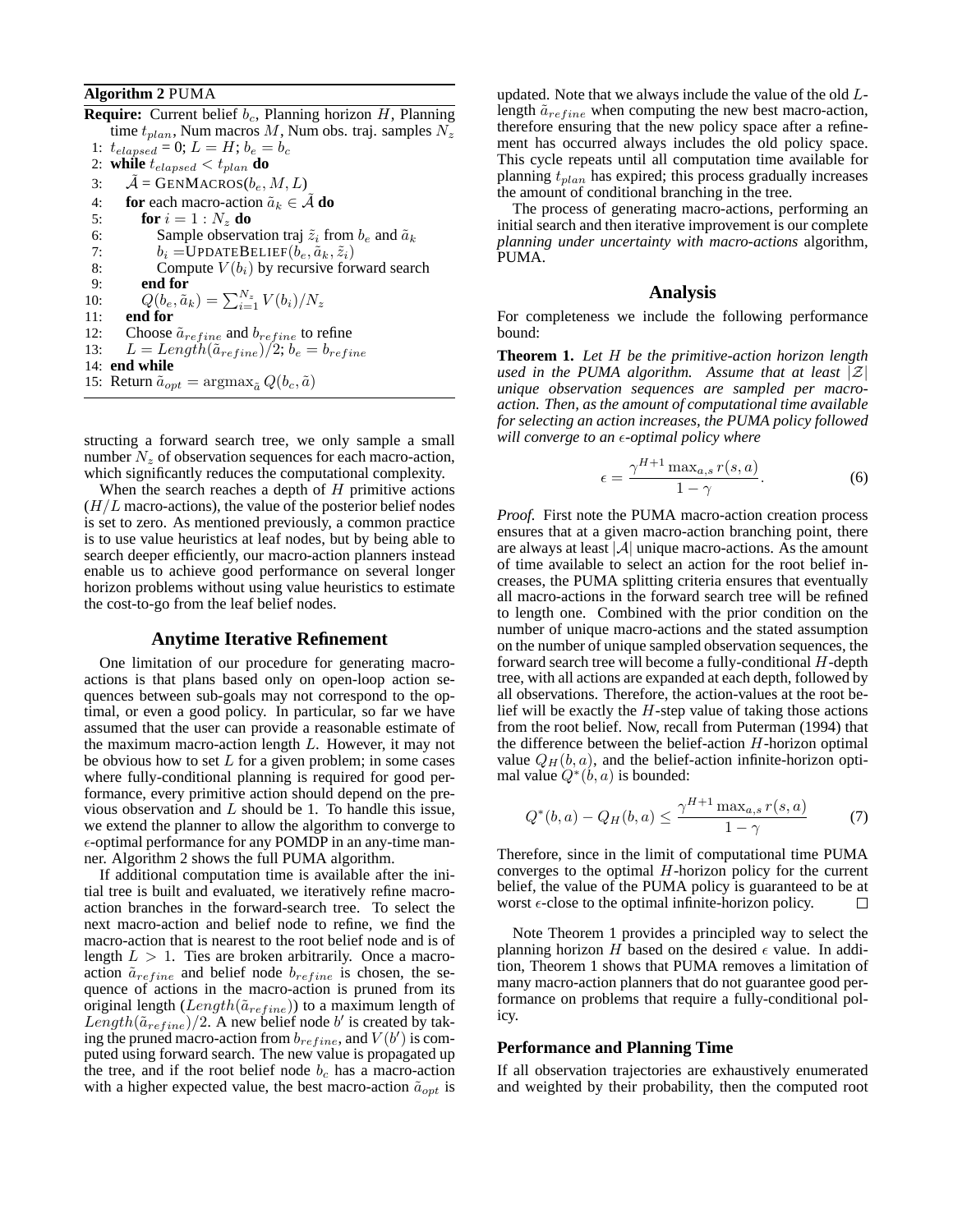**Algorithm 2** PUMA

```
Require: Current belief b_c, Planning horizon H, Planning
    time t_plan, Num macros M, Num obs. traj. samples N_z
 1: t_elapsed = 0; L = H; b_e = b_c
 2: while t_elapsed < t_plan do
 3:   Ã = GENMACROS(b_e, M, L)
 4:   for each macro-action ã_k ∈ Ã do
 5:     for i = 1 : N_z do
 6:       Sample observation traj z̃_i from b_e and ã_k
 7:       b_i = UPDATEBELIEF(b_e, ã_k, z̃_i)
 8:       Compute V(b_i) by recursive forward search
 9:     end for
10:     Q(b_e, ã_k) = Σ_{i=1}^{N_z} V(b_i)/N_z
11:   end for
12:   Choose ã_refine and b_refine to refine
13:   L = Length(ã_refine)/2; b_e = b_refine
14: end while
15: Return ã_opt = argmax_ã Q(b_c, ã)
```

structing a forward search tree, we only sample a small number $N_z$ of observation sequences for each macro-action, which significantly reduces the computational complexity.

When the search reaches a depth of $H$ primitive actions ($H/L$ macro-actions), the value of the posterior belief nodes is set to zero. As mentioned previously, a common practice is to use value heuristics at leaf nodes, but by being able to search deeper efficiently, our macro-action planners instead enable us to achieve good performance on several longer horizon problems without using value heuristics to estimate the cost-to-go from the leaf belief nodes.

## Anytime Iterative Refinement

One limitation of our procedure for generating macro-actions is that plans based only on open-loop action sequences between sub-goals may not correspond to the optimal, or even a good policy. In particular, so far we have assumed that the user can provide a reasonable estimate of the maximum macro-action length $L$. However, it may not be obvious how to set $L$ for a given problem; in some cases where fully-conditional planning is required for good performance, every primitive action should depend on the previous observation and $L$ should be 1. To handle this issue, we extend the planner to allow the algorithm to converge to $\epsilon$-optimal performance for any POMDP in an any-time manner. Algorithm 2 shows the full PUMA algorithm.

If additional computation time is available after the initial tree is built and evaluated, we iteratively refine macro-action branches in the forward-search tree. To select the next macro-action and belief node to refine, we find the macro-action that is nearest to the root belief node and is of length $L > 1$. Ties are broken arbitrarily. Once a macro-action $\tilde{a}_{refine}$ and belief node $b_{refine}$ is chosen, the sequence of actions in the macro-action is pruned from its original length ($Length(\tilde{a}_{refine})$) to a maximum length of $Length(\tilde{a}_{refine})/2$. A new belief node $b'$ is created by taking the pruned macro-action from $b_{refine}$, and $V(b')$ is computed using forward search. The new value is propagated up the tree, and if the root belief node $b_c$ has a macro-action with a higher expected value, the best macro-action $\tilde{a}_{opt}$ is updated. Note that we always include the value of the old $L$-length $\tilde{a}_{refine}$ when computing the new best macro-action, therefore ensuring that the new policy space after a refinement has occurred always includes the old policy space. This cycle repeats until all computation time available for planning $t_{plan}$ has expired; this process gradually increases the amount of conditional branching in the tree.

The process of generating macro-actions, performing an initial search and then iterative improvement is our complete *planning under uncertainty with macro-actions* algorithm, PUMA.

## Analysis

For completeness we include the following performance bound:

**Theorem 1.** *Let $H$ be the primitive-action horizon length used in the PUMA algorithm. Assume that at least $|\mathcal{Z}|$ unique observation sequences are sampled per macro-action. Then, as the amount of computational time available for selecting an action increases, the PUMA policy followed will converge to an $\epsilon$-optimal policy where*

$$\epsilon = \frac{\gamma^{H+1} \max_{a,s} r(s,a)}{1-\gamma}. \tag{6}$$

*Proof.* First note the PUMA macro-action creation process ensures that at a given macro-action branching point, there are always at least $|\mathcal{A}|$ unique macro-actions. As the amount of time available to select an action for the root belief increases, the PUMA splitting criteria ensures that eventually all macro-actions in the forward search tree will be refined to length one. Combined with the prior condition on the number of unique macro-actions and the stated assumption on the number of unique sampled observation sequences, the forward search tree will become a fully-conditional $H$-depth tree, with all actions are expanded at each depth, followed by all observations. Therefore, the action-values at the root belief will be exactly the $H$-step value of taking those actions from the root belief. Now, recall from Puterman (1994) that the difference between the belief-action $H$-horizon optimal value $Q_H(b,a)$, and the belief-action infinite-horizon optimal value $Q^*(b,a)$ is bounded:

$$Q^*(b,a) - Q_H(b,a) \le \frac{\gamma^{H+1} \max_{a,s} r(s,a)}{1-\gamma} \tag{7}$$

Therefore, since in the limit of computational time PUMA converges to the optimal $H$-horizon policy for the current belief, the value of the PUMA policy is guaranteed to be at worst $\epsilon$-close to the optimal infinite-horizon policy. $\square$

Note Theorem 1 provides a principled way to select the planning horizon $H$ based on the desired $\epsilon$ value. In addition, Theorem 1 shows that PUMA removes a limitation of many macro-action planners that do not guarantee good performance on problems that require a fully-conditional policy.

### Performance and Planning Time

If all observation trajectories are exhaustively enumerated and weighted by their probability, then the computed root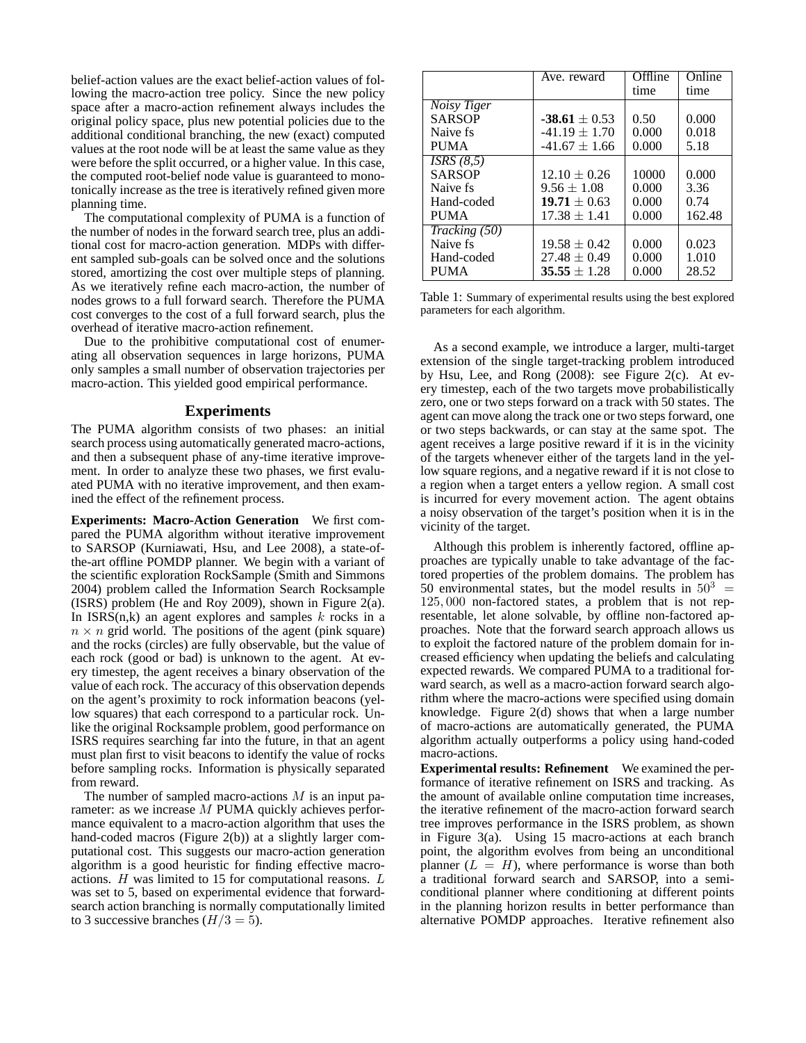belief-action values are the exact belief-action values of following the macro-action tree policy. Since the new policy space after a macro-action refinement always includes the original policy space, plus new potential policies due to the additional conditional branching, the new (exact) computed values at the root node will be at least the same value as they were before the split occurred, or a higher value. In this case, the computed root-belief node value is guaranteed to monotonically increase as the tree is iteratively refined given more planning time.

The computational complexity of PUMA is a function of the number of nodes in the forward search tree, plus an additional cost for macro-action generation. MDPs with different sampled sub-goals can be solved once and the solutions stored, amortizing the cost over multiple steps of planning. As we iteratively refine each macro-action, the number of nodes grows to a full forward search. Therefore the PUMA cost converges to the cost of a full forward search, plus the overhead of iterative macro-action refinement.

Due to the prohibitive computational cost of enumerating all observation sequences in large horizons, PUMA only samples a small number of observation trajectories per macro-action. This yielded good empirical performance.

## Experiments

The PUMA algorithm consists of two phases: an initial search process using automatically generated macro-actions, and then a subsequent phase of any-time iterative improvement. In order to analyze these two phases, we first evaluated PUMA with no iterative improvement, and then examined the effect of the refinement process.

**Experiments: Macro-Action Generation** We first compared the PUMA algorithm without iterative improvement to SARSOP (Kurniawati, Hsu, and Lee 2008), a state-of-the-art offline POMDP planner. We begin with a variant of the scientific exploration RockSample (Smith and Simmons 2004) problem called the Information Search Rocksample (ISRS) problem (He and Roy 2009), shown in Figure 2(a). In ISRS(n,k) an agent explores and samples $k$ rocks in a $n \times n$ grid world. The positions of the agent (pink square) and the rocks (circles) are fully observable, but the value of each rock (good or bad) is unknown to the agent. At every timestep, the agent receives a binary observation of the value of each rock. The accuracy of this observation depends on the agent's proximity to rock information beacons (yellow squares) that each correspond to a particular rock. Unlike the original Rocksample problem, good performance on ISRS requires searching far into the future, in that an agent must plan first to visit beacons to identify the value of rocks before sampling rocks. Information is physically separated from reward.

The number of sampled macro-actions $M$ is an input parameter: as we increase $M$ PUMA quickly achieves performance equivalent to a macro-action algorithm that uses the hand-coded macros (Figure 2(b)) at a slightly larger computational cost. This suggests our macro-action generation algorithm is a good heuristic for finding effective macro-actions. $H$ was limited to 15 for computational reasons. $L$ was set to 5, based on experimental evidence that forward-search action branching is normally computationally limited to 3 successive branches ($H/3 = 5$).

| | Ave. reward | Offline time | Online time |
|---|---|---|---|
| *Noisy Tiger* | | | |
| SARSOP | **-38.61** $\pm$ 0.53 | 0.50 | 0.000 |
| Naive fs | -41.19 $\pm$ 1.70 | 0.000 | 0.018 |
| PUMA | -41.67 $\pm$ 1.66 | 0.000 | 5.18 |
| *ISRS (8,5)* | | | |
| SARSOP | 12.10 $\pm$ 0.26 | 10000 | 0.000 |
| Naive fs | 9.56 $\pm$ 1.08 | 0.000 | 3.36 |
| Hand-coded | **19.71** $\pm$ 0.63 | 0.000 | 0.74 |
| PUMA | 17.38 $\pm$ 1.41 | 0.000 | 162.48 |
| *Tracking (50)* | | | |
| Naive fs | 19.58 $\pm$ 0.42 | 0.000 | 0.023 |
| Hand-coded | 27.48 $\pm$ 0.49 | 0.000 | 1.010 |
| PUMA | **35.55** $\pm$ 1.28 | 0.000 | 28.52 |

Table 1: Summary of experimental results using the best explored parameters for each algorithm.

As a second example, we introduce a larger, multi-target extension of the single target-tracking problem introduced by Hsu, Lee, and Rong (2008): see Figure 2(c). At every timestep, each of the two targets move probabilistically zero, one or two steps forward on a track with 50 states. The agent can move along the track one or two steps forward, one or two steps backwards, or can stay at the same spot. The agent receives a large positive reward if it is in the vicinity of the targets whenever either of the targets land in the yellow square regions, and a negative reward if it is not close to a region when a target enters a yellow region. A small cost is incurred for every movement action. The agent obtains a noisy observation of the target's position when it is in the vicinity of the target.

Although this problem is inherently factored, offline approaches are typically unable to take advantage of the factored properties of the problem domains. The problem has 50 environmental states, but the model results in $50^3 = 125,000$ non-factored states, a problem that is not representable, let alone solvable, by offline non-factored approaches. Note that the forward search approach allows us to exploit the factored nature of the problem domain for increased efficiency when updating the beliefs and calculating expected rewards. We compared PUMA to a traditional forward search, as well as a macro-action forward search algorithm where the macro-actions were specified using domain knowledge. Figure 2(d) shows that when a large number of macro-actions are automatically generated, the PUMA algorithm actually outperforms a policy using hand-coded macro-actions.

**Experimental results: Refinement** We examined the performance of iterative refinement on ISRS and tracking. As the amount of available online computation time increases, the iterative refinement of the macro-action forward search tree improves performance in the ISRS problem, as shown in Figure 3(a). Using 15 macro-actions at each branch point, the algorithm evolves from being an unconditional planner ($L = H$), where performance is worse than both a traditional forward search and SARSOP, into a semi-conditional planner where conditioning at different points in the planning horizon results in better performance than alternative POMDP approaches. Iterative refinement also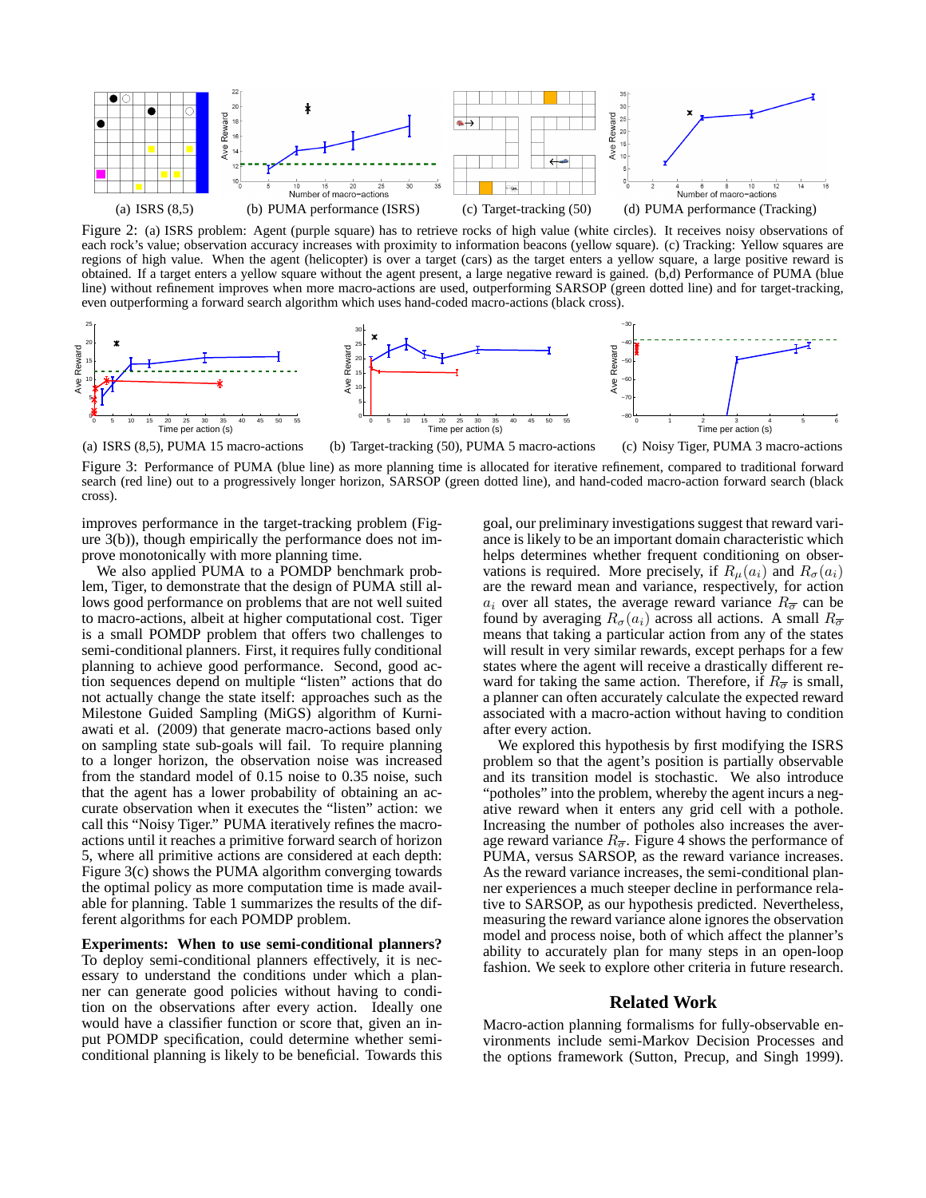(a) ISRS (8,5) (b) PUMA performance (ISRS) (c) Target-tracking (50) (d) PUMA performance (Tracking)

Figure 2: (a) ISRS problem: Agent (purple square) has to retrieve rocks of high value (white circles). It receives noisy observations of each rock's value; observation accuracy increases with proximity to information beacons (yellow square). (c) Tracking: Yellow squares are regions of high value. When the agent (helicopter) is over a target (cars) as the target enters a yellow square, a large positive reward is obtained. If a target enters a yellow square without the agent present, a large negative reward is gained. (b,d) Performance of PUMA (blue line) without refinement improves when more macro-actions are used, outperforming SARSOP (green dotted line) and for target-tracking, even outperforming a forward search algorithm which uses hand-coded macro-actions (black cross).

(a) ISRS (8,5), PUMA 15 macro-actions (b) Target-tracking (50), PUMA 5 macro-actions (c) Noisy Tiger, PUMA 3 macro-actions

Figure 3: Performance of PUMA (blue line) as more planning time is allocated for iterative refinement, compared to traditional forward search (red line) out to a progressively longer horizon, SARSOP (green dotted line), and hand-coded macro-action forward search (black cross).

improves performance in the target-tracking problem (Figure 3(b)), though empirically the performance does not improve monotonically with more planning time.

We also applied PUMA to a POMDP benchmark problem, Tiger, to demonstrate that the design of PUMA still allows good performance on problems that are not well suited to macro-actions, albeit at higher computational cost. Tiger is a small POMDP problem that offers two challenges to semi-conditional planners. First, it requires fully conditional planning to achieve good performance. Second, good action sequences depend on multiple "listen" actions that do not actually change the state itself: approaches such as the Milestone Guided Sampling (MiGS) algorithm of Kurniawati et al. (2009) that generate macro-actions based only on sampling state sub-goals will fail. To require planning to a longer horizon, the observation noise was increased from the standard model of 0.15 noise to 0.35 noise, such that the agent has a lower probability of obtaining an accurate observation when it executes the "listen" action: we call this "Noisy Tiger." PUMA iteratively refines the macro-actions until it reaches a primitive forward search of horizon 5, where all primitive actions are considered at each depth: Figure 3(c) shows the PUMA algorithm converging towards the optimal policy as more computation time is made available for planning. Table 1 summarizes the results of the different algorithms for each POMDP problem.

**Experiments: When to use semi-conditional planners?** To deploy semi-conditional planners effectively, it is necessary to understand the conditions under which a planner can generate good policies without having to condition on the observations after every action. Ideally one would have a classifier function or score that, given an input POMDP specification, could determine whether semi-conditional planning is likely to be beneficial. Towards this goal, our preliminary investigations suggest that reward variance is likely to be an important domain characteristic which helps determines whether frequent conditioning on observations is required. More precisely, if $R_\mu(a_i)$ and $R_\sigma(a_i)$ are the reward mean and variance, respectively, for action $a_i$ over all states, the average reward variance $R_{\overline{\sigma}}$ can be found by averaging $R_\sigma(a_i)$ across all actions. A small $R_{\overline{\sigma}}$ means that taking a particular action from any of the states will result in very similar rewards, except perhaps for a few states where the agent will receive a drastically different reward for taking the same action. Therefore, if $R_{\overline{\sigma}}$ is small, a planner can often accurately calculate the expected reward associated with a macro-action without having to condition after every action.

We explored this hypothesis by first modifying the ISRS problem so that the agent's position is partially observable and its transition model is stochastic. We also introduce "potholes" into the problem, whereby the agent incurs a negative reward when it enters any grid cell with a pothole. Increasing the number of potholes also increases the average reward variance $R_{\overline{\sigma}}$. Figure 4 shows the performance of PUMA, versus SARSOP, as the reward variance increases. As the reward variance increases, the semi-conditional planner experiences a much steeper decline in performance relative to SARSOP, as our hypothesis predicted. Nevertheless, measuring the reward variance alone ignores the observation model and process noise, both of which affect the planner's ability to accurately plan for many steps in an open-loop fashion. We seek to explore other criteria in future research.

## Related Work

Macro-action planning formalisms for fully-observable environments include semi-Markov Decision Processes and the options framework (Sutton, Precup, and Singh 1999).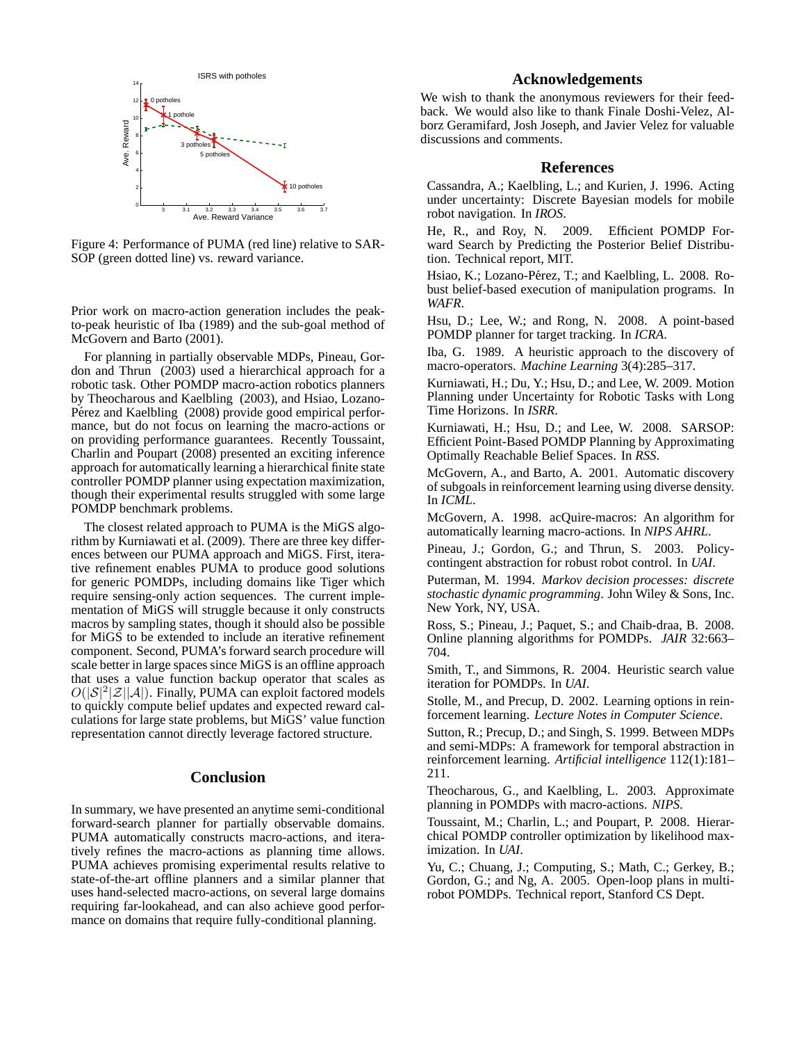ISRS with potholes

Ave. Reward

Ave. Reward Variance

0 potholes

1 pothole

3 potholes

5 potholes

10 potholes

14

12

10

8

6

4

2

0

3

3.1

3.2

3.3

3.4

3.5

3.6

3.7

Figure 4: Performance of PUMA (red line) relative to SARSOP (green dotted line) vs. reward variance.

Prior work on macro-action generation includes the peak-to-peak heuristic of Iba (1989) and the sub-goal method of McGovern and Barto (2001).

For planning in partially observable MDPs, Pineau, Gordon and Thrun (2003) used a hierarchical approach for a robotic task. Other POMDP macro-action robotics planners by Theocharous and Kaelbling (2003), and Hsiao, Lozano-Pérez and Kaelbling (2008) provide good empirical performance, but do not focus on learning the macro-actions or on providing performance guarantees. Recently Toussaint, Charlin and Poupart (2008) presented an exciting inference approach for automatically learning a hierarchical finite state controller POMDP planner using expectation maximization, though their experimental results struggled with some large POMDP benchmark problems.

The closest related approach to PUMA is the MiGS algorithm by Kurniawati et al. (2009). There are three key differences between our PUMA approach and MiGS. First, iterative refinement enables PUMA to produce good solutions for generic POMDPs, including domains like Tiger which require sensing-only action sequences. The current implementation of MiGS will struggle because it only constructs macros by sampling states, though it should also be possible for MiGS to be extended to include an iterative refinement component. Second, PUMA's forward search procedure will scale better in large spaces since MiGS is an offline approach that uses a value function backup operator that scales as $O(|\mathcal{S}|^2|\mathcal{Z}||\mathcal{A}|)$. Finally, PUMA can exploit factored models to quickly compute belief updates and expected reward calculations for large state problems, but MiGS' value function representation cannot directly leverage factored structure.

## Conclusion

In summary, we have presented an anytime semi-conditional forward-search planner for partially observable domains. PUMA automatically constructs macro-actions, and iteratively refines the macro-actions as planning time allows. PUMA achieves promising experimental results relative to state-of-the-art offline planners and a similar planner that uses hand-selected macro-actions, on several large domains requiring far-lookahead, and can also achieve good performance on domains that require fully-conditional planning.

## Acknowledgements

We wish to thank the anonymous reviewers for their feedback. We would also like to thank Finale Doshi-Velez, Alborz Geramifard, Josh Joseph, and Javier Velez for valuable discussions and comments.

## References

Cassandra, A.; Kaelbling, L.; and Kurien, J. 1996. Acting under uncertainty: Discrete Bayesian models for mobile robot navigation. In *IROS*.

He, R., and Roy, N. 2009. Efficient POMDP Forward Search by Predicting the Posterior Belief Distribution. Technical report, MIT.

Hsiao, K.; Lozano-Pérez, T.; and Kaelbling, L. 2008. Robust belief-based execution of manipulation programs. In *WAFR*.

Hsu, D.; Lee, W.; and Rong, N. 2008. A point-based POMDP planner for target tracking. In *ICRA*.

Iba, G. 1989. A heuristic approach to the discovery of macro-operators. *Machine Learning* 3(4):285–317.

Kurniawati, H.; Du, Y.; Hsu, D.; and Lee, W. 2009. Motion Planning under Uncertainty for Robotic Tasks with Long Time Horizons. In *ISRR*.

Kurniawati, H.; Hsu, D.; and Lee, W. 2008. SARSOP: Efficient Point-Based POMDP Planning by Approximating Optimally Reachable Belief Spaces. In *RSS*.

McGovern, A., and Barto, A. 2001. Automatic discovery of subgoals in reinforcement learning using diverse density. In *ICML*.

McGovern, A. 1998. acQuire-macros: An algorithm for automatically learning macro-actions. In *NIPS AHRL*.

Pineau, J.; Gordon, G.; and Thrun, S. 2003. Policy-contingent abstraction for robust robot control. In *UAI*.

Puterman, M. 1994. *Markov decision processes: discrete stochastic dynamic programming*. John Wiley & Sons, Inc. New York, NY, USA.

Ross, S.; Pineau, J.; Paquet, S.; and Chaib-draa, B. 2008. Online planning algorithms for POMDPs. *JAIR* 32:663–704.

Smith, T., and Simmons, R. 2004. Heuristic search value iteration for POMDPs. In *UAI*.

Stolle, M., and Precup, D. 2002. Learning options in reinforcement learning. *Lecture Notes in Computer Science*.

Sutton, R.; Precup, D.; and Singh, S. 1999. Between MDPs and semi-MDPs: A framework for temporal abstraction in reinforcement learning. *Artificial intelligence* 112(1):181–211.

Theocharous, G., and Kaelbling, L. 2003. Approximate planning in POMDPs with macro-actions. *NIPS*.

Toussaint, M.; Charlin, L.; and Poupart, P. 2008. Hierarchical POMDP controller optimization by likelihood maximization. In *UAI*.

Yu, C.; Chuang, J.; Computing, S.; Math, C.; Gerkey, B.; Gordon, G.; and Ng, A. 2005. Open-loop plans in multi-robot POMDPs. Technical report, Stanford CS Dept.